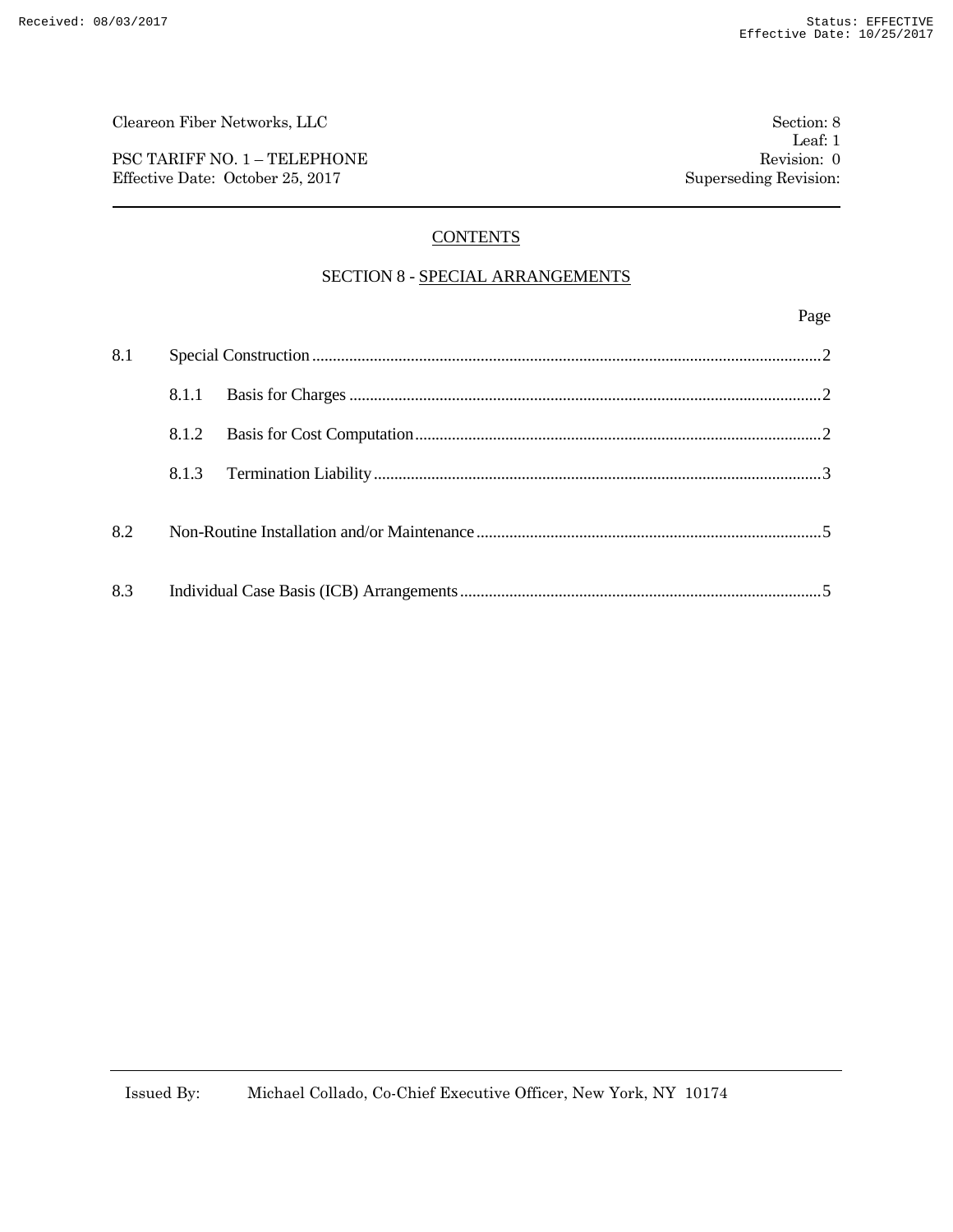Cleareon Fiber Networks, LLC | Section: 8
Leaf: 1
PSC TARIFF NO. 1 – TELEPHONE | Revision: 0
Effective Date: October 25, 2017 | Superseding Revision:

## CONTENTS

### SECTION 8 - SPECIAL ARRANGEMENTS

| | | Page |
|---|---|---|
| 8.1 | Special Construction | 2 |
| | 8.1.1 Basis for Charges | 2 |
| | 8.1.2 Basis for Cost Computation | 2 |
| | 8.1.3 Termination Liability | 3 |
| 8.2 | Non-Routine Installation and/or Maintenance | 5 |
| 8.3 | Individual Case Basis (ICB) Arrangements | 5 |

Issued By: Michael Collado, Co-Chief Executive Officer, New York, NY 10174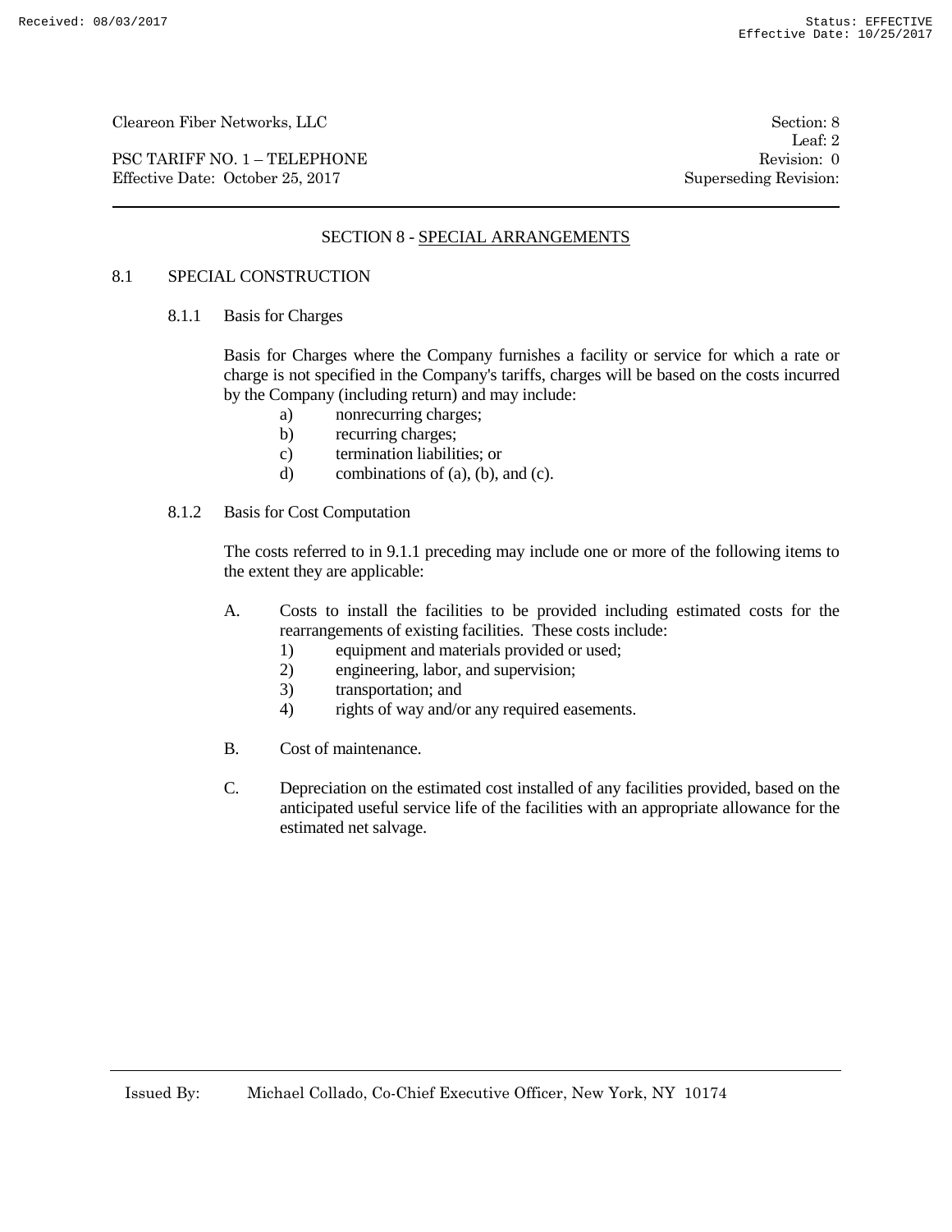## SECTION 8 - SPECIAL ARRANGEMENTS

### 8.1 SPECIAL CONSTRUCTION

#### 8.1.1 Basis for Charges

Basis for Charges where the Company furnishes a facility or service for which a rate or charge is not specified in the Company's tariffs, charges will be based on the costs incurred by the Company (including return) and may include:

a) nonrecurring charges;
b) recurring charges;
c) termination liabilities; or
d) combinations of (a), (b), and (c).

#### 8.1.2 Basis for Cost Computation

The costs referred to in 9.1.1 preceding may include one or more of the following items to the extent they are applicable:

A. Costs to install the facilities to be provided including estimated costs for the rearrangements of existing facilities. These costs include:
   1) equipment and materials provided or used;
   2) engineering, labor, and supervision;
   3) transportation; and
   4) rights of way and/or any required easements.

B. Cost of maintenance.

C. Depreciation on the estimated cost installed of any facilities provided, based on the anticipated useful service life of the facilities with an appropriate allowance for the estimated net salvage.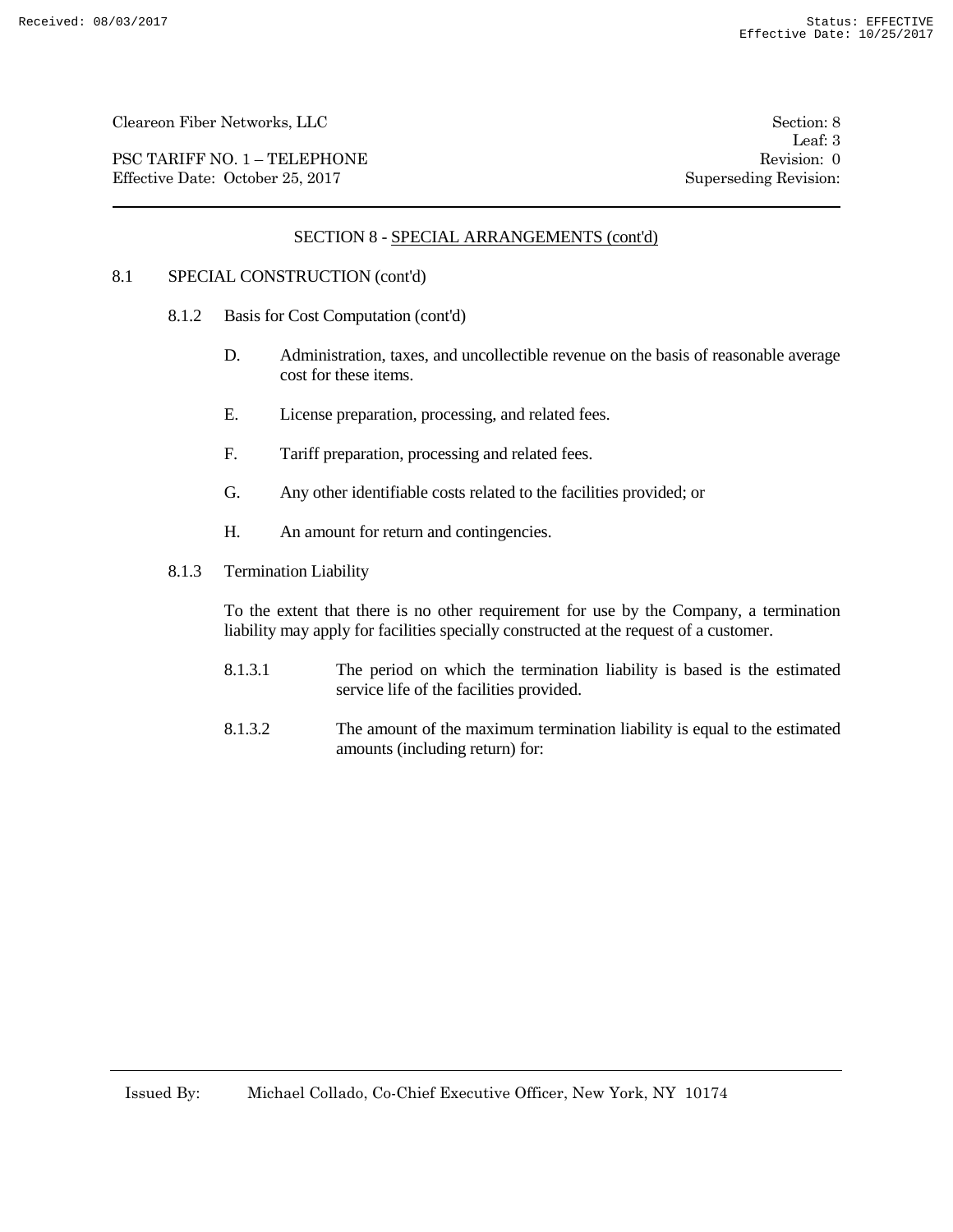## SECTION 8 - SPECIAL ARRANGEMENTS (cont'd)

8.1 SPECIAL CONSTRUCTION (cont'd)

8.1.2 Basis for Cost Computation (cont'd)

D. Administration, taxes, and uncollectible revenue on the basis of reasonable average cost for these items.

E. License preparation, processing, and related fees.

F. Tariff preparation, processing and related fees.

G. Any other identifiable costs related to the facilities provided; or

H. An amount for return and contingencies.

8.1.3 Termination Liability

To the extent that there is no other requirement for use by the Company, a termination liability may apply for facilities specially constructed at the request of a customer.

8.1.3.1 The period on which the termination liability is based is the estimated service life of the facilities provided.

8.1.3.2 The amount of the maximum termination liability is equal to the estimated amounts (including return) for: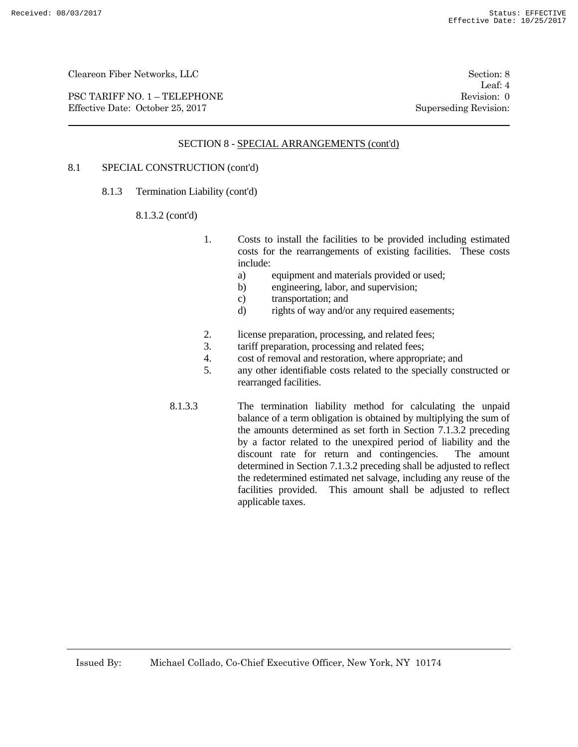SECTION 8 - SPECIAL ARRANGEMENTS (cont'd)

8.1 SPECIAL CONSTRUCTION (cont'd)

8.1.3 Termination Liability (cont'd)

8.1.3.2 (cont'd)

1. Costs to install the facilities to be provided including estimated costs for the rearrangements of existing facilities. These costs include:
   a) equipment and materials provided or used;
   b) engineering, labor, and supervision;
   c) transportation; and
   d) rights of way and/or any required easements;

2. license preparation, processing, and related fees;
3. tariff preparation, processing and related fees;
4. cost of removal and restoration, where appropriate; and
5. any other identifiable costs related to the specially constructed or rearranged facilities.

8.1.3.3 The termination liability method for calculating the unpaid balance of a term obligation is obtained by multiplying the sum of the amounts determined as set forth in Section 7.1.3.2 preceding by a factor related to the unexpired period of liability and the discount rate for return and contingencies. The amount determined in Section 7.1.3.2 preceding shall be adjusted to reflect the redetermined estimated net salvage, including any reuse of the facilities provided. This amount shall be adjusted to reflect applicable taxes.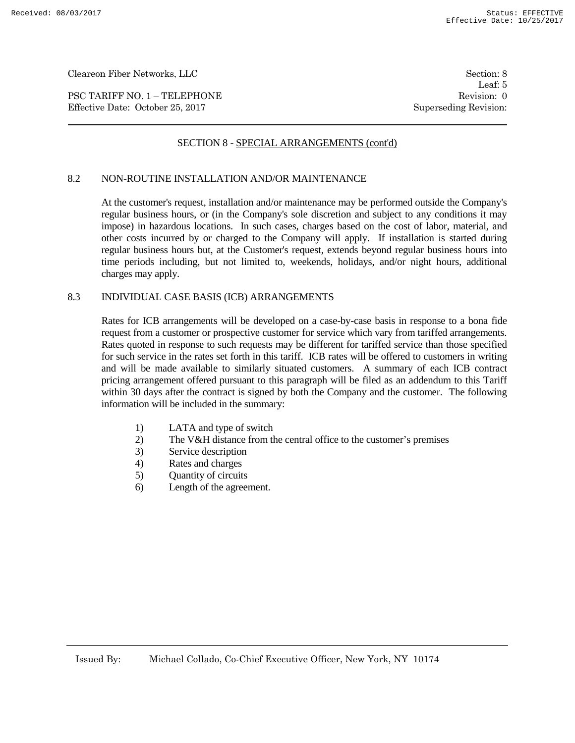## SECTION 8 - SPECIAL ARRANGEMENTS (cont'd)

### 8.2 NON-ROUTINE INSTALLATION AND/OR MAINTENANCE

At the customer's request, installation and/or maintenance may be performed outside the Company's regular business hours, or (in the Company's sole discretion and subject to any conditions it may impose) in hazardous locations. In such cases, charges based on the cost of labor, material, and other costs incurred by or charged to the Company will apply. If installation is started during regular business hours but, at the Customer's request, extends beyond regular business hours into time periods including, but not limited to, weekends, holidays, and/or night hours, additional charges may apply.

### 8.3 INDIVIDUAL CASE BASIS (ICB) ARRANGEMENTS

Rates for ICB arrangements will be developed on a case-by-case basis in response to a bona fide request from a customer or prospective customer for service which vary from tariffed arrangements. Rates quoted in response to such requests may be different for tariffed service than those specified for such service in the rates set forth in this tariff. ICB rates will be offered to customers in writing and will be made available to similarly situated customers. A summary of each ICB contract pricing arrangement offered pursuant to this paragraph will be filed as an addendum to this Tariff within 30 days after the contract is signed by both the Company and the customer. The following information will be included in the summary:

1) LATA and type of switch
2) The V&H distance from the central office to the customer's premises
3) Service description
4) Rates and charges
5) Quantity of circuits
6) Length of the agreement.